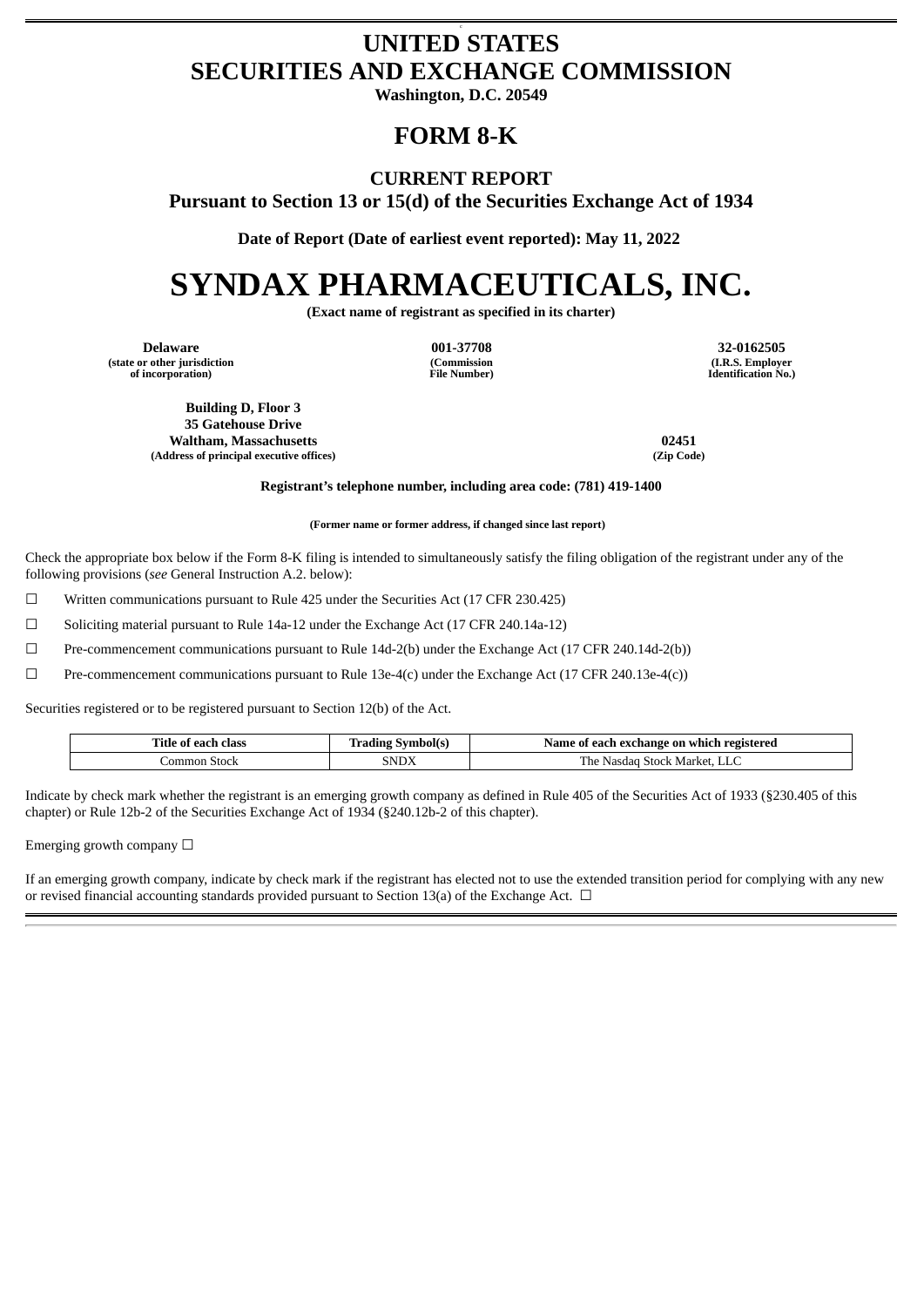# UNITED STATES
# SECURITIES AND EXCHANGE COMMISSION

**Washington, D.C. 20549**

## FORM 8-K

### CURRENT REPORT

**Pursuant to Section 13 or 15(d) of the Securities Exchange Act of 1934**

**Date of Report (Date of earliest event reported): May 11, 2022**

# SYNDAX PHARMACEUTICALS, INC.

**(Exact name of registrant as specified in its charter)**

| **Delaware** | **001-37708** | **32-0162505** |
|---|---|---|
| **(state or other jurisdiction of incorporation)** | **(Commission File Number)** | **(I.R.S. Employer Identification No.)** |

| **Building D, Floor 3**<br>**35 Gatehouse Drive**<br>**Waltham, Massachusetts** | **02451** |
|---|---|
| **(Address of principal executive offices)** | **(Zip Code)** |

**Registrant's telephone number, including area code: (781) 419-1400**

**(Former name or former address, if changed since last report)**

Check the appropriate box below if the Form 8-K filing is intended to simultaneously satisfy the filing obligation of the registrant under any of the following provisions (*see* General Instruction A.2. below):

☐ Written communications pursuant to Rule 425 under the Securities Act (17 CFR 230.425)

☐ Soliciting material pursuant to Rule 14a-12 under the Exchange Act (17 CFR 240.14a-12)

☐ Pre-commencement communications pursuant to Rule 14d-2(b) under the Exchange Act (17 CFR 240.14d-2(b))

☐ Pre-commencement communications pursuant to Rule 13e-4(c) under the Exchange Act (17 CFR 240.13e-4(c))

Securities registered or to be registered pursuant to Section 12(b) of the Act.

| Title of each class | Trading Symbol(s) | Name of each exchange on which registered |
|---|---|---|
| Common Stock | SNDX | The Nasdaq Stock Market, LLC |

Indicate by check mark whether the registrant is an emerging growth company as defined in Rule 405 of the Securities Act of 1933 (§230.405 of this chapter) or Rule 12b-2 of the Securities Exchange Act of 1934 (§240.12b-2 of this chapter).

Emerging growth company ☐

If an emerging growth company, indicate by check mark if the registrant has elected not to use the extended transition period for complying with any new or revised financial accounting standards provided pursuant to Section 13(a) of the Exchange Act. ☐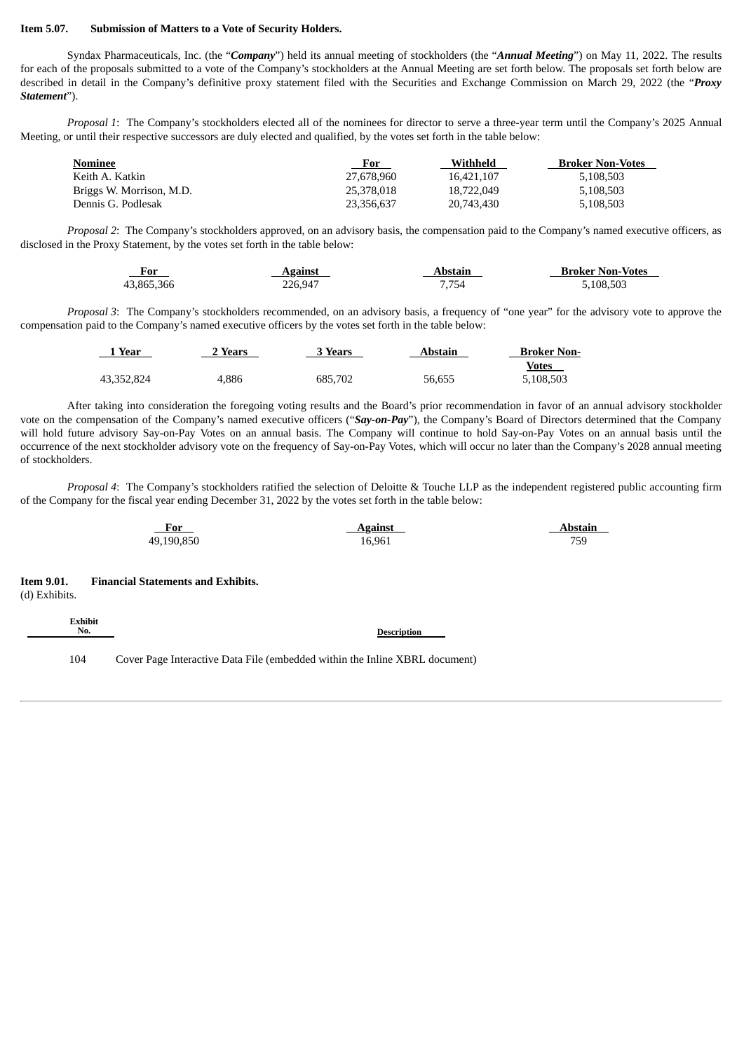**Item 5.07. Submission of Matters to a Vote of Security Holders.**

Syndax Pharmaceuticals, Inc. (the "***Company***") held its annual meeting of stockholders (the "***Annual Meeting***") on May 11, 2022. The results for each of the proposals submitted to a vote of the Company's stockholders at the Annual Meeting are set forth below. The proposals set forth below are described in detail in the Company's definitive proxy statement filed with the Securities and Exchange Commission on March 29, 2022 (the "***Proxy Statement***").

*Proposal 1*: The Company's stockholders elected all of the nominees for director to serve a three-year term until the Company's 2025 Annual Meeting, or until their respective successors are duly elected and qualified, by the votes set forth in the table below:

| Nominee | For | Withheld | Broker Non-Votes |
|---|---|---|---|
| Keith A. Katkin | 27,678,960 | 16,421,107 | 5,108,503 |
| Briggs W. Morrison, M.D. | 25,378,018 | 18,722,049 | 5,108,503 |
| Dennis G. Podlesak | 23,356,637 | 20,743,430 | 5,108,503 |

*Proposal 2*: The Company's stockholders approved, on an advisory basis, the compensation paid to the Company's named executive officers, as disclosed in the Proxy Statement, by the votes set forth in the table below:

| For | Against | Abstain | Broker Non-Votes |
|---|---|---|---|
| 43,865,366 | 226,947 | 7,754 | 5,108,503 |

*Proposal 3*: The Company's stockholders recommended, on an advisory basis, a frequency of "one year" for the advisory vote to approve the compensation paid to the Company's named executive officers by the votes set forth in the table below:

| 1 Year | 2 Years | 3 Years | Abstain | Broker Non-Votes |
|---|---|---|---|---|
| 43,352,824 | 4,886 | 685,702 | 56,655 | 5,108,503 |

After taking into consideration the foregoing voting results and the Board's prior recommendation in favor of an annual advisory stockholder vote on the compensation of the Company's named executive officers ("***Say-on-Pay***"), the Company's Board of Directors determined that the Company will hold future advisory Say-on-Pay Votes on an annual basis. The Company will continue to hold Say-on-Pay Votes on an annual basis until the occurrence of the next stockholder advisory vote on the frequency of Say-on-Pay Votes, which will occur no later than the Company's 2028 annual meeting of stockholders.

*Proposal 4*: The Company's stockholders ratified the selection of Deloitte & Touche LLP as the independent registered public accounting firm of the Company for the fiscal year ending December 31, 2022 by the votes set forth in the table below:

| For | Against | Abstain |
|---|---|---|
| 49,190,850 | 16,961 | 759 |

**Item 9.01. Financial Statements and Exhibits.**

(d) Exhibits.

| Exhibit No. | Description |
|---|---|
| 104 | Cover Page Interactive Data File (embedded within the Inline XBRL document) |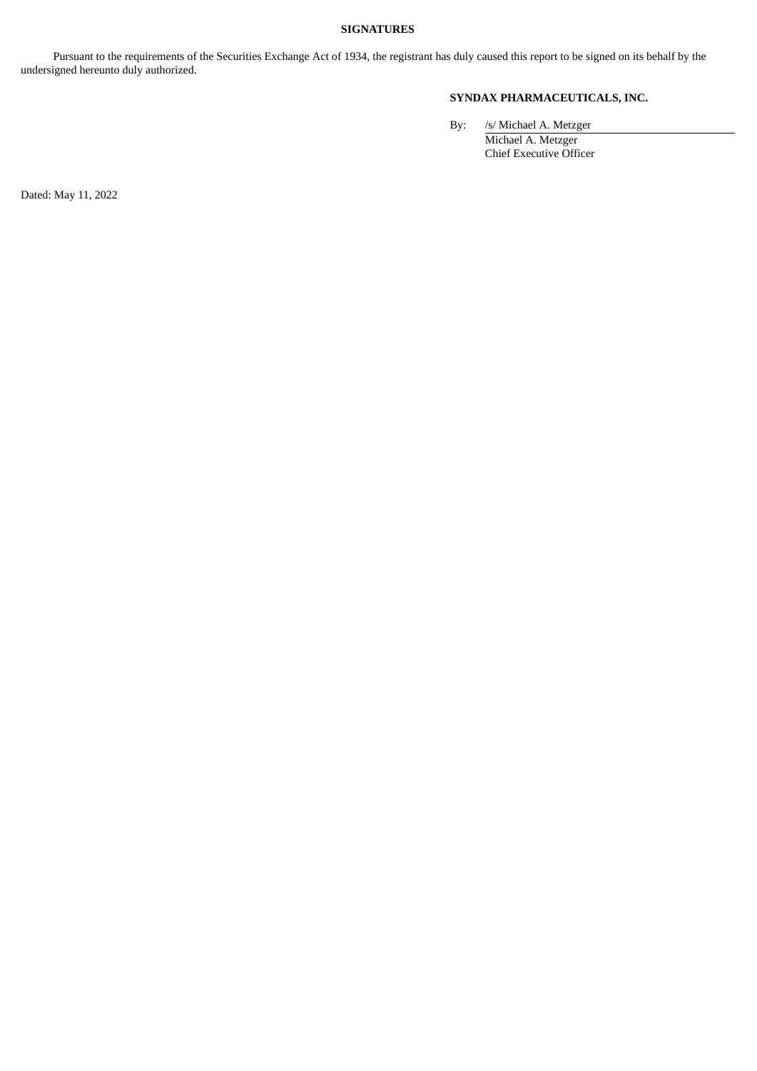**SIGNATURES**

Pursuant to the requirements of the Securities Exchange Act of 1934, the registrant has duly caused this report to be signed on its behalf by the undersigned hereunto duly authorized.

**SYNDAX PHARMACEUTICALS, INC.**

By: /s/ Michael A. Metzger
Michael A. Metzger
Chief Executive Officer

Dated: May 11, 2022